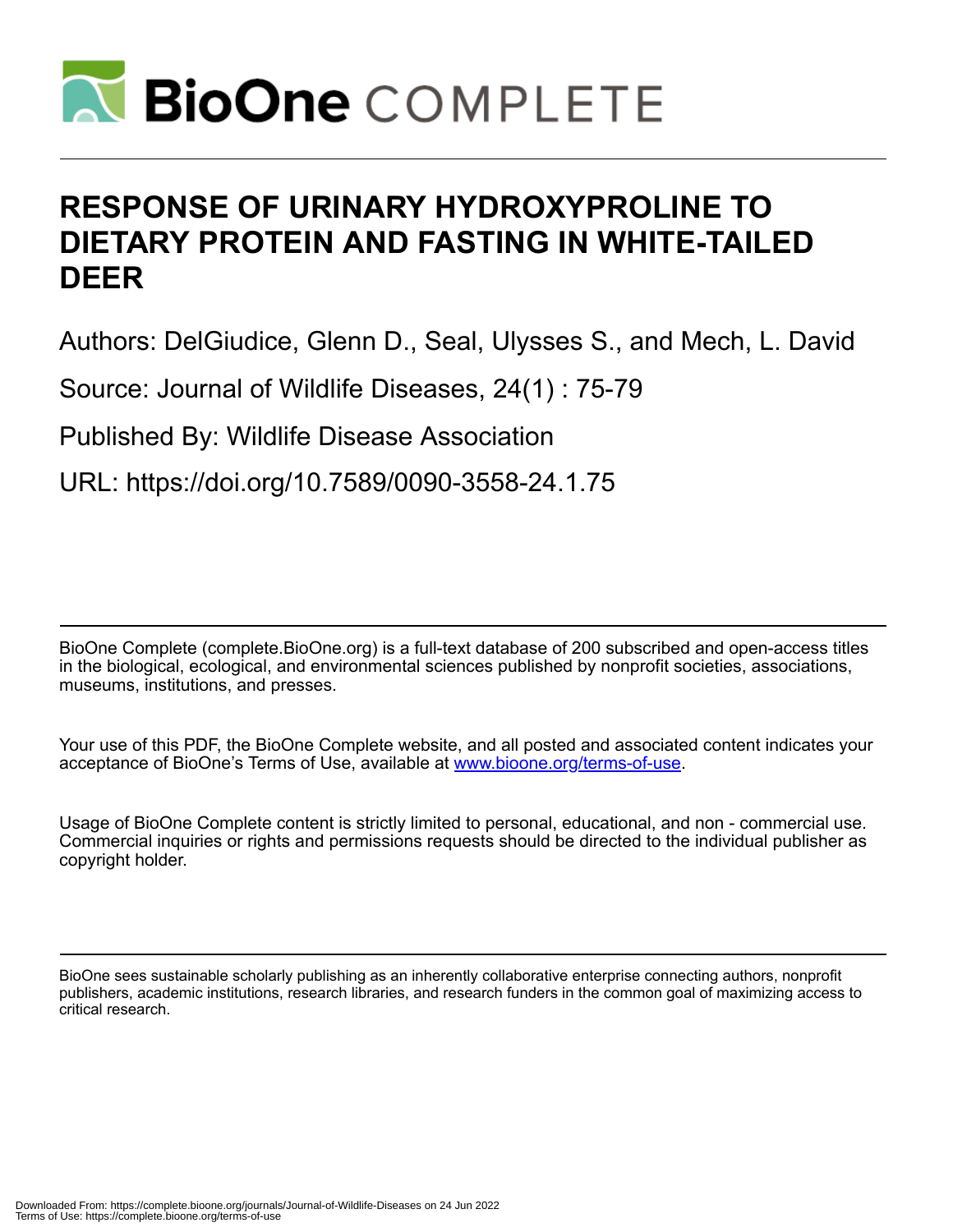# RESPONSE OF URINARY HYDROXYPROLINE TO DIETARY PROTEIN AND FASTING IN WHITE-TAILED DEER

Authors: DelGiudice, Glenn D., Seal, Ulysses S., and Mech, L. David

Source: Journal of Wildlife Diseases, 24(1) : 75-79

Published By: Wildlife Disease Association

URL: https://doi.org/10.7589/0090-3558-24.1.75

BioOne Complete (complete.BioOne.org) is a full-text database of 200 subscribed and open-access titles in the biological, ecological, and environmental sciences published by nonprofit societies, associations, museums, institutions, and presses.

Your use of this PDF, the BioOne Complete website, and all posted and associated content indicates your acceptance of BioOne's Terms of Use, available at www.bioone.org/terms-of-use.

Usage of BioOne Complete content is strictly limited to personal, educational, and non - commercial use. Commercial inquiries or rights and permissions requests should be directed to the individual publisher as copyright holder.

BioOne sees sustainable scholarly publishing as an inherently collaborative enterprise connecting authors, nonprofit publishers, academic institutions, research libraries, and research funders in the common goal of maximizing access to critical research.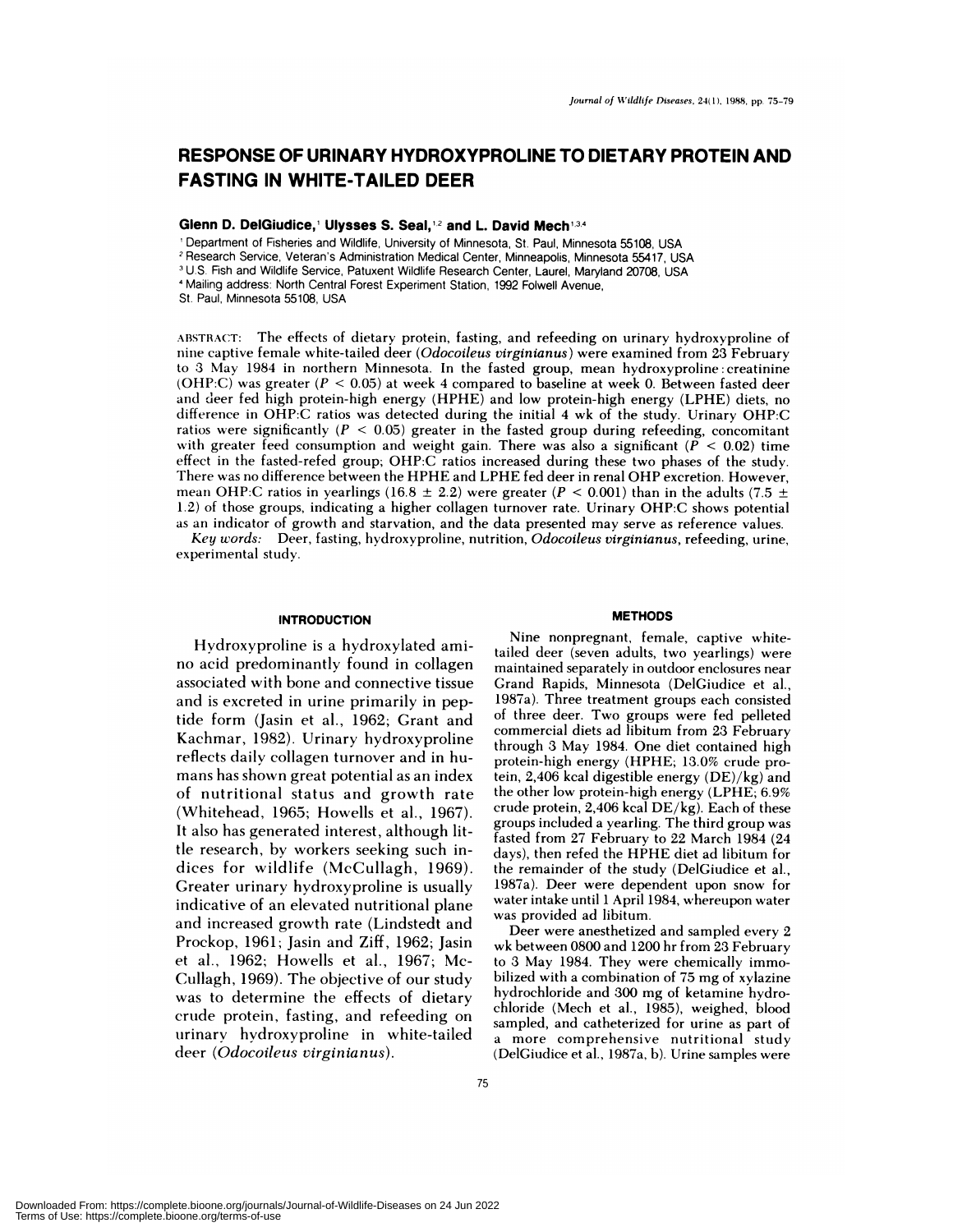# RESPONSE OF URINARY HYDROXYPROLINE TO DIETARY PROTEIN AND FASTING IN WHITE-TAILED DEER

**Glenn D. DelGiudice,**[1] **Ulysses S. Seal,**[1,2] **and L. David Mech**[1,3,4]

[1] Department of Fisheries and Wildlife, University of Minnesota, St. Paul, Minnesota 55108, USA
[2] Research Service, Veteran's Administration Medical Center, Minneapolis, Minnesota 55417, USA
[3] U.S. Fish and Wildlife Service, Patuxent Wildlife Research Center, Laurel, Maryland 20708, USA
[4] Mailing address: North Central Forest Experiment Station, 1992 Folwell Avenue, St. Paul, Minnesota 55108, USA

ABSTRACT: The effects of dietary protein, fasting, and refeeding on urinary hydroxyproline of nine captive female white-tailed deer (*Odocoileus virginianus*) were examined from 23 February to 3 May 1984 in northern Minnesota. In the fasted group, mean hydroxyproline:creatinine (OHP:C) was greater ($P < 0.05$) at week 4 compared to baseline at week 0. Between fasted deer and deer fed high protein-high energy (HPHE) and low protein-high energy (LPHE) diets, no difference in OHP:C ratios was detected during the initial 4 wk of the study. Urinary OHP:C ratios were significantly ($P < 0.05$) greater in the fasted group during refeeding, concomitant with greater feed consumption and weight gain. There was also a significant ($P < 0.02$) time effect in the fasted-refed group; OHP:C ratios increased during these two phases of the study. There was no difference between the HPHE and LPHE fed deer in renal OHP excretion. However, mean OHP:C ratios in yearlings ($16.8 \pm 2.2$) were greater ($P < 0.001$) than in the adults ($7.5 \pm 1.2$) of those groups, indicating a higher collagen turnover rate. Urinary OHP:C shows potential as an indicator of growth and starvation, and the data presented may serve as reference values.

*Key words:* Deer, fasting, hydroxyproline, nutrition, *Odocoileus virginianus*, refeeding, urine, experimental study.

## INTRODUCTION

Hydroxyproline is a hydroxylated amino acid predominantly found in collagen associated with bone and connective tissue and is excreted in urine primarily in peptide form (Jasin et al., 1962; Grant and Kachmar, 1982). Urinary hydroxyproline reflects daily collagen turnover and in humans has shown great potential as an index of nutritional status and growth rate (Whitehead, 1965; Howells et al., 1967). It also has generated interest, although little research, by workers seeking such indices for wildlife (McCullagh, 1969). Greater urinary hydroxyproline is usually indicative of an elevated nutritional plane and increased growth rate (Lindstedt and Prockop, 1961; Jasin and Ziff, 1962; Jasin et al., 1962; Howells et al., 1967; McCullagh, 1969). The objective of our study was to determine the effects of dietary crude protein, fasting, and refeeding on urinary hydroxyproline in white-tailed deer (*Odocoileus virginianus*).

## METHODS

Nine nonpregnant, female, captive white-tailed deer (seven adults, two yearlings) were maintained separately in outdoor enclosures near Grand Rapids, Minnesota (DelGiudice et al., 1987a). Three treatment groups each consisted of three deer. Two groups were fed pelleted commercial diets ad libitum from 23 February through 3 May 1984. One diet contained high protein-high energy (HPHE; 13.0% crude protein, 2,406 kcal digestible energy (DE)/kg) and the other low protein-high energy (LPHE; 6.9% crude protein, 2,406 kcal DE/kg). Each of these groups included a yearling. The third group was fasted from 27 February to 22 March 1984 (24 days), then refed the HPHE diet ad libitum for the remainder of the study (DelGiudice et al., 1987a). Deer were dependent upon snow for water intake until 1 April 1984, whereupon water was provided ad libitum.

Deer were anesthetized and sampled every 2 wk between 0800 and 1200 hr from 23 February to 3 May 1984. They were chemically immobilized with a combination of 75 mg of xylazine hydrochloride and 300 mg of ketamine hydrochloride (Mech et al., 1985), weighed, blood sampled, and catheterized for urine as part of a more comprehensive nutritional study (DelGiudice et al., 1987a, b). Urine samples were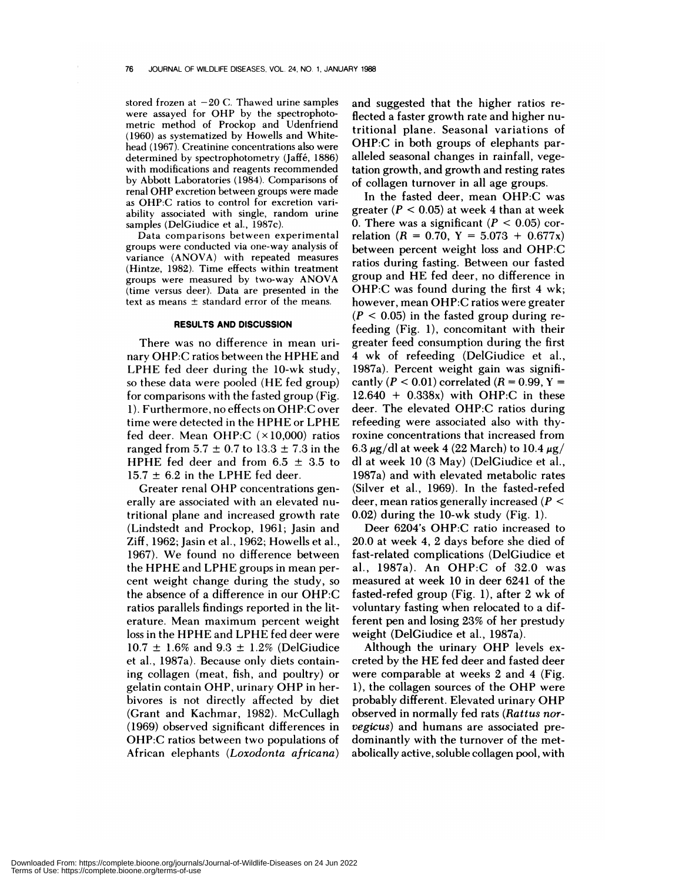stored frozen at −20 C. Thawed urine samples were assayed for OHP by the spectrophotometric method of Prockop and Udenfriend (1960) as systematized by Howells and Whitehead (1967). Creatinine concentrations also were determined by spectrophotometry (Jaffé, 1886) with modifications and reagents recommended by Abbott Laboratories (1984). Comparisons of renal OHP excretion between groups were made as OHP:C ratios to control for excretion variability associated with single, random urine samples (DelGiudice et al., 1987c).

Data comparisons between experimental groups were conducted via one-way analysis of variance (ANOVA) with repeated measures (Hintze, 1982). Time effects within treatment groups were measured by two-way ANOVA (time versus deer). Data are presented in the text as means ± standard error of the means.

## RESULTS AND DISCUSSION

There was no difference in mean urinary OHP:C ratios between the HPHE and LPHE fed deer during the 10-wk study, so these data were pooled (HE fed group) for comparisons with the fasted group (Fig. 1). Furthermore, no effects on OHP:C over time were detected in the HPHE or LPHE fed deer. Mean OHP:C (×10,000) ratios ranged from 5.7 ± 0.7 to 13.3 ± 7.3 in the HPHE fed deer and from 6.5 ± 3.5 to 15.7 ± 6.2 in the LPHE fed deer.

Greater renal OHP concentrations generally are associated with an elevated nutritional plane and increased growth rate (Lindstedt and Prockop, 1961; Jasin and Ziff, 1962; Jasin et al., 1962; Howells et al., 1967). We found no difference between the HPHE and LPHE groups in mean percent weight change during the study, so the absence of a difference in our OHP:C ratios parallels findings reported in the literature. Mean maximum percent weight loss in the HPHE and LPHE fed deer were 10.7 ± 1.6% and 9.3 ± 1.2% (DelGiudice et al., 1987a). Because only diets containing collagen (meat, fish, and poultry) or gelatin contain OHP, urinary OHP in herbivores is not directly affected by diet (Grant and Kachmar, 1982). McCullagh (1969) observed significant differences in OHP:C ratios between two populations of African elephants (*Loxodonta africana*) and suggested that the higher ratios reflected a faster growth rate and higher nutritional plane. Seasonal variations of OHP:C in both groups of elephants paralleled seasonal changes in rainfall, vegetation growth, and growth and resting rates of collagen turnover in all age groups.

In the fasted deer, mean OHP:C was greater ($P < 0.05$) at week 4 than at week 0. There was a significant ($P < 0.05$) correlation ($R = 0.70$, $Y = 5.073 + 0.677x$) between percent weight loss and OHP:C ratios during fasting. Between our fasted group and HE fed deer, no difference in OHP:C was found during the first 4 wk; however, mean OHP:C ratios were greater ($P < 0.05$) in the fasted group during refeeding (Fig. 1), concomitant with their greater feed consumption during the first 4 wk of refeeding (DelGiudice et al., 1987a). Percent weight gain was significantly ($P < 0.01$) correlated ($R = 0.99$, $Y = 12.640 + 0.338x$) with OHP:C in these deer. The elevated OHP:C ratios during refeeding were associated also with thyroxine concentrations that increased from 6.3 μg/dl at week 4 (22 March) to 10.4 μg/dl at week 10 (3 May) (DelGiudice et al., 1987a) and with elevated metabolic rates (Silver et al., 1969). In the fasted-refed deer, mean ratios generally increased ($P < 0.02$) during the 10-wk study (Fig. 1).

Deer 6204's OHP:C ratio increased to 20.0 at week 4, 2 days before she died of fast-related complications (DelGiudice et al., 1987a). An OHP:C of 32.0 was measured at week 10 in deer 6241 of the fasted-refed group (Fig. 1), after 2 wk of voluntary fasting when relocated to a different pen and losing 23% of her prestudy weight (DelGiudice et al., 1987a).

Although the urinary OHP levels excreted by the HE fed deer and fasted deer were comparable at weeks 2 and 4 (Fig. 1), the collagen sources of the OHP were probably different. Elevated urinary OHP observed in normally fed rats (*Rattus norvegicus*) and humans are associated predominantly with the turnover of the metabolically active, soluble collagen pool, with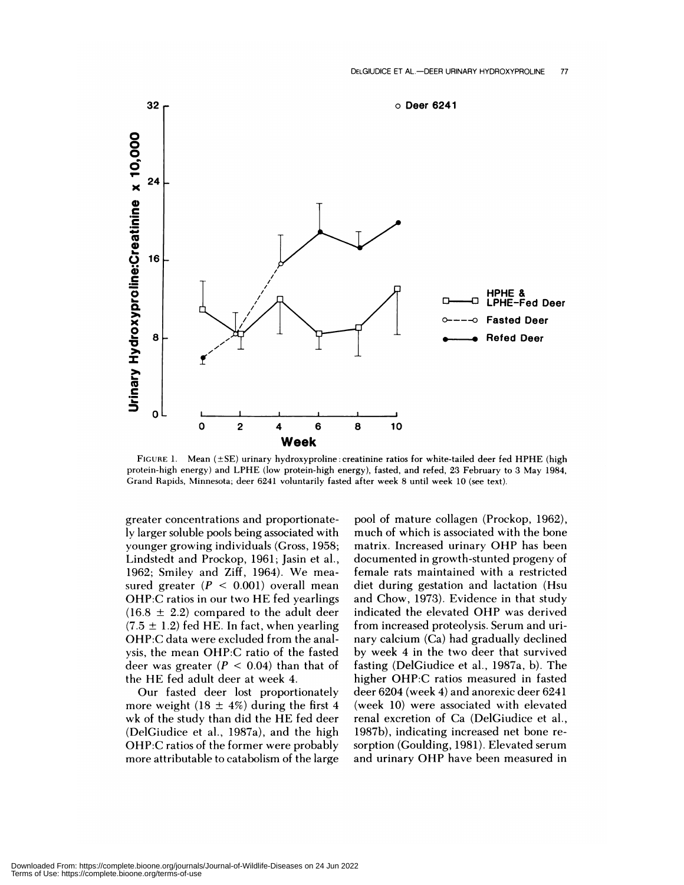FIGURE 1. Mean (±SE) urinary hydroxyproline: creatinine ratios for white-tailed deer fed HPHE (high protein-high energy) and LPHE (low protein-high energy), fasted, and refed, 23 February to 3 May 1984, Grand Rapids, Minnesota; deer 6241 voluntarily fasted after week 8 until week 10 (see text).

greater concentrations and proportionately larger soluble pools being associated with younger growing individuals (Gross, 1958; Lindstedt and Prockop, 1961; Jasin et al., 1962; Smiley and Ziff, 1964). We measured greater ($P < 0.001$) overall mean OHP:C ratios in our two HE fed yearlings ($16.8 \pm 2.2$) compared to the adult deer ($7.5 \pm 1.2$) fed HE. In fact, when yearling OHP:C data were excluded from the analysis, the mean OHP:C ratio of the fasted deer was greater ($P < 0.04$) than that of the HE fed adult deer at week 4.

Our fasted deer lost proportionately more weight ($18 \pm 4\%$) during the first 4 wk of the study than did the HE fed deer (DelGiudice et al., 1987a), and the high OHP:C ratios of the former were probably more attributable to catabolism of the large pool of mature collagen (Prockop, 1962), much of which is associated with the bone matrix. Increased urinary OHP has been documented in growth-stunted progeny of female rats maintained with a restricted diet during gestation and lactation (Hsu and Chow, 1973). Evidence in that study indicated the elevated OHP was derived from increased proteolysis. Serum and urinary calcium (Ca) had gradually declined by week 4 in the two deer that survived fasting (DelGiudice et al., 1987a, b). The higher OHP:C ratios measured in fasted deer 6204 (week 4) and anorexic deer 6241 (week 10) were associated with elevated renal excretion of Ca (DelGiudice et al., 1987b), indicating increased net bone resorption (Goulding, 1981). Elevated serum and urinary OHP have been measured in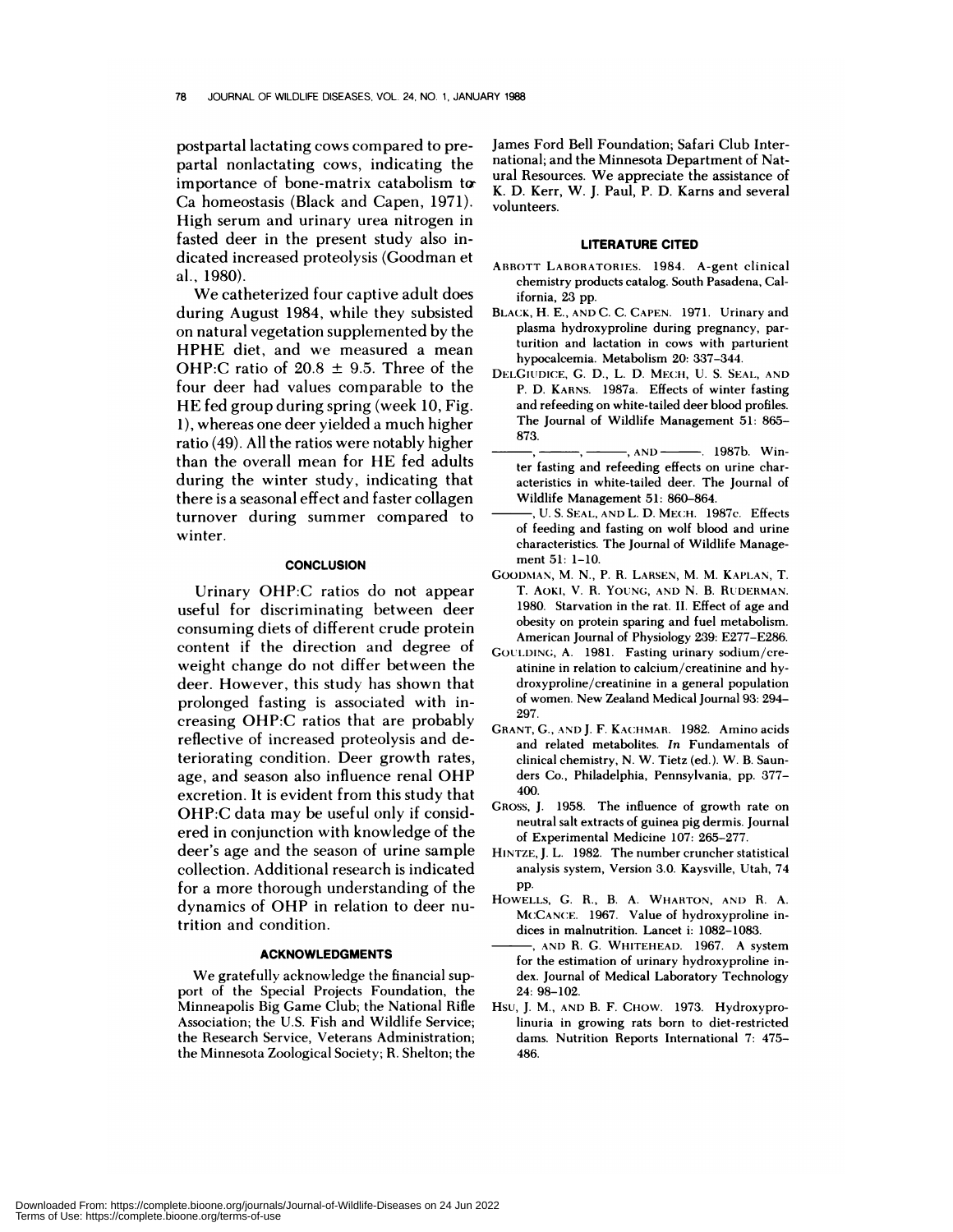postpartal lactating cows compared to prepartal nonlactating cows, indicating the importance of bone-matrix catabolism to Ca homeostasis (Black and Capen, 1971). High serum and urinary urea nitrogen in fasted deer in the present study also indicated increased proteolysis (Goodman et al., 1980).

We catheterized four captive adult does during August 1984, while they subsisted on natural vegetation supplemented by the HPHE diet, and we measured a mean OHP:C ratio of $20.8 \pm 9.5$. Three of the four deer had values comparable to the HE fed group during spring (week 10, Fig. 1), whereas one deer yielded a much higher ratio (49). All the ratios were notably higher than the overall mean for HE fed adults during the winter study, indicating that there is a seasonal effect and faster collagen turnover during summer compared to winter.

## CONCLUSION

Urinary OHP:C ratios do not appear useful for discriminating between deer consuming diets of different crude protein content if the direction and degree of weight change do not differ between the deer. However, this study has shown that prolonged fasting is associated with increasing OHP:C ratios that are probably reflective of increased proteolysis and deteriorating condition. Deer growth rates, age, and season also influence renal OHP excretion. It is evident from this study that OHP:C data may be useful only if considered in conjunction with knowledge of the deer's age and the season of urine sample collection. Additional research is indicated for a more thorough understanding of the dynamics of OHP in relation to deer nutrition and condition.

## ACKNOWLEDGMENTS

We gratefully acknowledge the financial support of the Special Projects Foundation, the Minneapolis Big Game Club; the National Rifle Association; the U.S. Fish and Wildlife Service; the Research Service, Veterans Administration; the Minnesota Zoological Society; R. Shelton; the James Ford Bell Foundation; Safari Club International; and the Minnesota Department of Natural Resources. We appreciate the assistance of K. D. Kerr, W. J. Paul, P. D. Karns and several volunteers.

## LITERATURE CITED

ABBOTT LABORATORIES. 1984. A-gent clinical chemistry products catalog. South Pasadena, California, 23 pp.

BLACK, H. E., AND C. C. CAPEN. 1971. Urinary and plasma hydroxyproline during pregnancy, parturition and lactation in cows with parturient hypocalcemia. Metabolism 20: 337–344.

DELGIUDICE, G. D., L. D. MECH, U. S. SEAL, AND P. D. KARNS. 1987a. Effects of winter fasting and refeeding on white-tailed deer blood profiles. The Journal of Wildlife Management 51: 865–873.

———, ———, ———, AND ———. 1987b. Winter fasting and refeeding effects on urine characteristics in white-tailed deer. The Journal of Wildlife Management 51: 860–864.

———, U. S. SEAL, AND L. D. MECH. 1987c. Effects of feeding and fasting on wolf blood and urine characteristics. The Journal of Wildlife Management 51: 1–10.

GOODMAN, M. N., P. R. LARSEN, M. M. KAPLAN, T. T. AOKI, V. R. YOUNG, AND N. B. RUDERMAN. 1980. Starvation in the rat. II. Effect of age and obesity on protein sparing and fuel metabolism. American Journal of Physiology 239: E277–E286.

GOULDING, A. 1981. Fasting urinary sodium/creatinine in relation to calcium/creatinine and hydroxyproline/creatinine in a general population of women. New Zealand Medical Journal 93: 294–297.

GRANT, G., AND J. F. KACHMAR. 1982. Amino acids and related metabolites. *In* Fundamentals of clinical chemistry, N. W. Tietz (ed.). W. B. Saunders Co., Philadelphia, Pennsylvania, pp. 377–400.

GROSS, J. 1958. The influence of growth rate on neutral salt extracts of guinea pig dermis. Journal of Experimental Medicine 107: 265–277.

HINTZE, J. L. 1982. The number cruncher statistical analysis system, Version 3.0. Kaysville, Utah, 74 pp.

HOWELLS, G. R., B. A. WHARTON, AND R. A. MCCANCE. 1967. Value of hydroxyproline indices in malnutrition. Lancet i: 1082–1083.

———, AND R. G. WHITEHEAD. 1967. A system for the estimation of urinary hydroxyproline index. Journal of Medical Laboratory Technology 24: 98–102.

HSU, J. M., AND B. F. CHOW. 1973. Hydroxyprolinuria in growing rats born to diet-restricted dams. Nutrition Reports International 7: 475–486.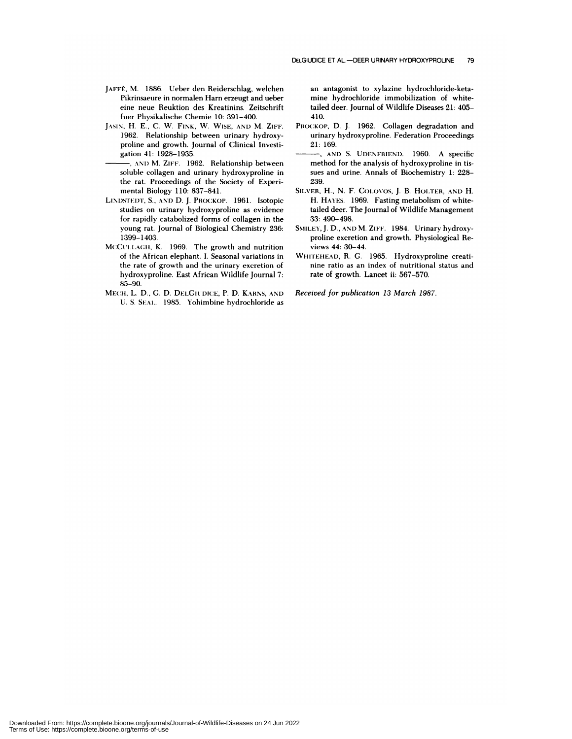JAFFÉ, M. 1886. Ueber den Reiderschlag, welchen Pikrinsaeure in normalen Harn erzeugt and ueber eine neue Reuktion des Kreatinins. Zeitschrift fuer Physikalische Chemie 10: 391–400.

JASIN, H. E., C. W. FINK, W. WISE, AND M. ZIFF. 1962. Relationship between urinary hydroxyproline and growth. Journal of Clinical Investigation 41: 1928–1935.

———, AND M. ZIFF. 1962. Relationship between soluble collagen and urinary hydroxyproline in the rat. Proceedings of the Society of Experimental Biology 110: 837–841.

LINDSTEDT, S., AND D. J. PROCKOP. 1961. Isotopic studies on urinary hydroxyproline as evidence for rapidly catabolized forms of collagen in the young rat. Journal of Biological Chemistry 236: 1399–1403.

MCCULLAGH, K. 1969. The growth and nutrition of the African elephant. I. Seasonal variations in the rate of growth and the urinary excretion of hydroxyproline. East African Wildlife Journal 7: 85–90.

MECH, L. D., G. D. DELGIUDICE, P. D. KARNS, AND U. S. SEAL. 1985. Yohimbine hydrochloride as an antagonist to xylazine hydrochloride-ketamine hydrochloride immobilization of white-tailed deer. Journal of Wildlife Diseases 21: 405–410.

PROCKOP, D. J. 1962. Collagen degradation and urinary hydroxyproline. Federation Proceedings 21: 169.

———, AND S. UDENFRIEND. 1960. A specific method for the analysis of hydroxyproline in tissues and urine. Annals of Biochemistry 1: 228–239.

SILVER, H., N. F. COLOVOS, J. B. HOLTER, AND H. H. HAYES. 1969. Fasting metabolism of white-tailed deer. The Journal of Wildlife Management 33: 490–498.

SMILEY, J. D., AND M. ZIFF. 1984. Urinary hydroxyproline excretion and growth. Physiological Reviews 44: 30–44.

WHITEHEAD, R. G. 1965. Hydroxyproline creatinine ratio as an index of nutritional status and rate of growth. Lancet ii: 567–570.

*Received for publication 13 March 1987.*